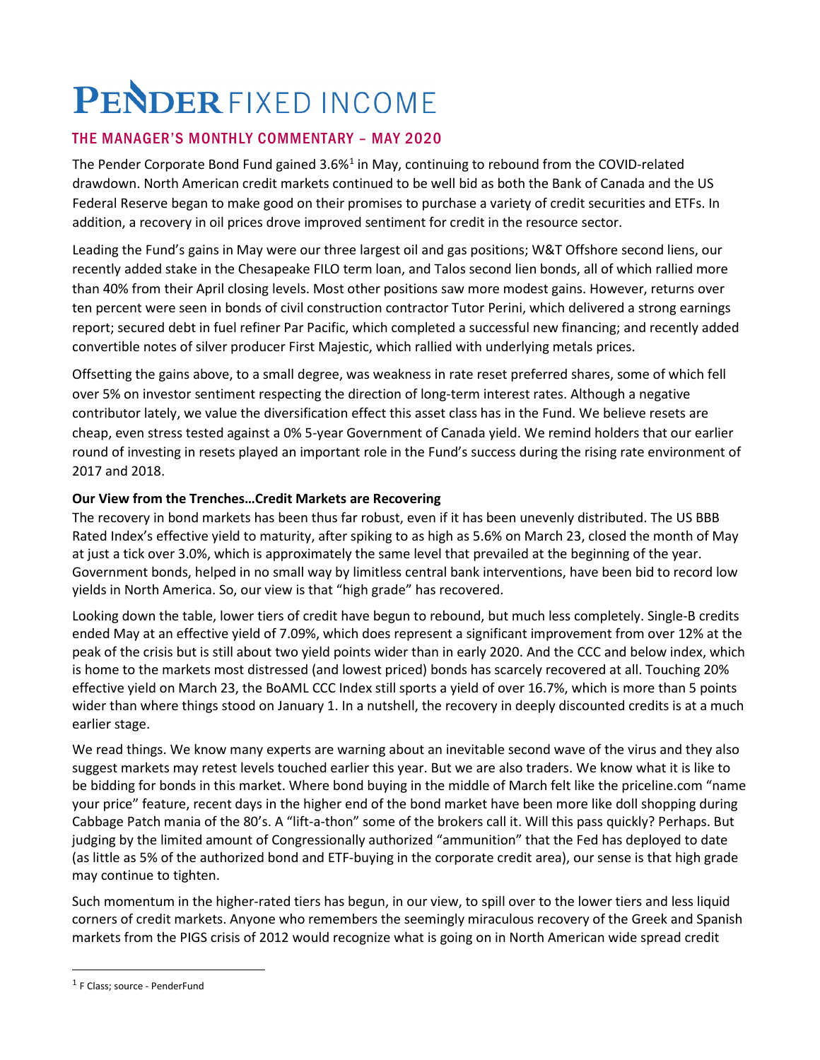# PENDER FIXED INCOME

## THE MANAGER'S MONTHLY COMMENTARY – MAY 2020

The Pender Corporate Bond Fund gained 3.6%[1] in May, continuing to rebound from the COVID-related drawdown. North American credit markets continued to be well bid as both the Bank of Canada and the US Federal Reserve began to make good on their promises to purchase a variety of credit securities and ETFs. In addition, a recovery in oil prices drove improved sentiment for credit in the resource sector.

Leading the Fund's gains in May were our three largest oil and gas positions; W&T Offshore second liens, our recently added stake in the Chesapeake FILO term loan, and Talos second lien bonds, all of which rallied more than 40% from their April closing levels. Most other positions saw more modest gains. However, returns over ten percent were seen in bonds of civil construction contractor Tutor Perini, which delivered a strong earnings report; secured debt in fuel refiner Par Pacific, which completed a successful new financing; and recently added convertible notes of silver producer First Majestic, which rallied with underlying metals prices.

Offsetting the gains above, to a small degree, was weakness in rate reset preferred shares, some of which fell over 5% on investor sentiment respecting the direction of long-term interest rates. Although a negative contributor lately, we value the diversification effect this asset class has in the Fund. We believe resets are cheap, even stress tested against a 0% 5-year Government of Canada yield. We remind holders that our earlier round of investing in resets played an important role in the Fund's success during the rising rate environment of 2017 and 2018.

**Our View from the Trenches…Credit Markets are Recovering**

The recovery in bond markets has been thus far robust, even if it has been unevenly distributed. The US BBB Rated Index's effective yield to maturity, after spiking to as high as 5.6% on March 23, closed the month of May at just a tick over 3.0%, which is approximately the same level that prevailed at the beginning of the year. Government bonds, helped in no small way by limitless central bank interventions, have been bid to record low yields in North America. So, our view is that "high grade" has recovered.

Looking down the table, lower tiers of credit have begun to rebound, but much less completely. Single-B credits ended May at an effective yield of 7.09%, which does represent a significant improvement from over 12% at the peak of the crisis but is still about two yield points wider than in early 2020. And the CCC and below index, which is home to the markets most distressed (and lowest priced) bonds has scarcely recovered at all. Touching 20% effective yield on March 23, the BoAML CCC Index still sports a yield of over 16.7%, which is more than 5 points wider than where things stood on January 1. In a nutshell, the recovery in deeply discounted credits is at a much earlier stage.

We read things. We know many experts are warning about an inevitable second wave of the virus and they also suggest markets may retest levels touched earlier this year. But we are also traders. We know what it is like to be bidding for bonds in this market. Where bond buying in the middle of March felt like the priceline.com "name your price" feature, recent days in the higher end of the bond market have been more like doll shopping during Cabbage Patch mania of the 80's. A "lift-a-thon" some of the brokers call it. Will this pass quickly? Perhaps. But judging by the limited amount of Congressionally authorized "ammunition" that the Fed has deployed to date (as little as 5% of the authorized bond and ETF-buying in the corporate credit area), our sense is that high grade may continue to tighten.

Such momentum in the higher-rated tiers has begun, in our view, to spill over to the lower tiers and less liquid corners of credit markets. Anyone who remembers the seemingly miraculous recovery of the Greek and Spanish markets from the PIGS crisis of 2012 would recognize what is going on in North American wide spread credit

[1] F Class; source - PenderFund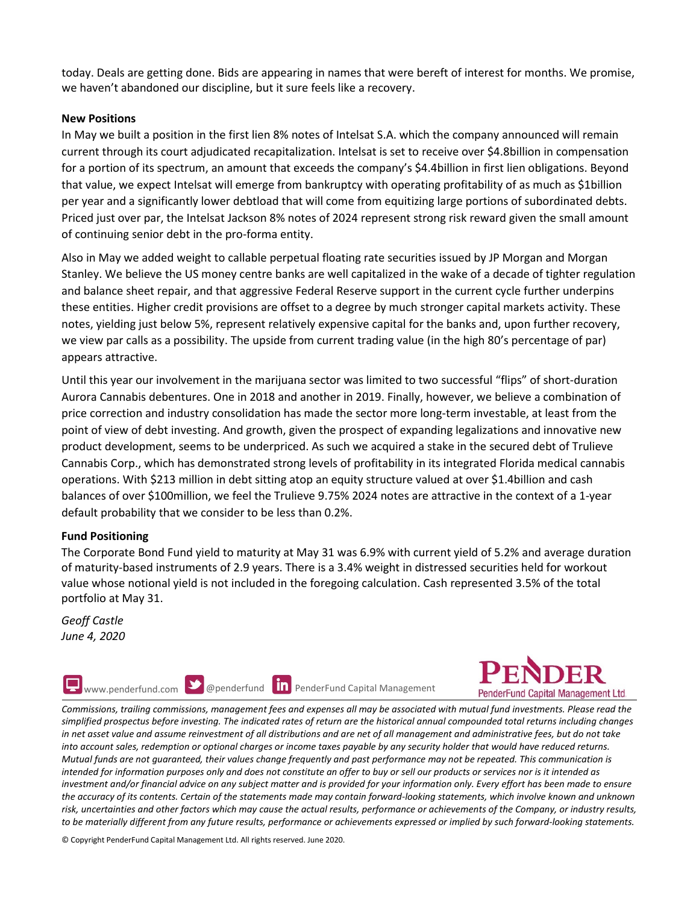today. Deals are getting done. Bids are appearing in names that were bereft of interest for months. We promise, we haven't abandoned our discipline, but it sure feels like a recovery.

**New Positions**

In May we built a position in the first lien 8% notes of Intelsat S.A. which the company announced will remain current through its court adjudicated recapitalization. Intelsat is set to receive over $4.8billion in compensation for a portion of its spectrum, an amount that exceeds the company's $4.4billion in first lien obligations. Beyond that value, we expect Intelsat will emerge from bankruptcy with operating profitability of as much as $1billion per year and a significantly lower debtload that will come from equitizing large portions of subordinated debts. Priced just over par, the Intelsat Jackson 8% notes of 2024 represent strong risk reward given the small amount of continuing senior debt in the pro-forma entity.

Also in May we added weight to callable perpetual floating rate securities issued by JP Morgan and Morgan Stanley. We believe the US money centre banks are well capitalized in the wake of a decade of tighter regulation and balance sheet repair, and that aggressive Federal Reserve support in the current cycle further underpins these entities. Higher credit provisions are offset to a degree by much stronger capital markets activity. These notes, yielding just below 5%, represent relatively expensive capital for the banks and, upon further recovery, we view par calls as a possibility. The upside from current trading value (in the high 80's percentage of par) appears attractive.

Until this year our involvement in the marijuana sector was limited to two successful "flips" of short-duration Aurora Cannabis debentures. One in 2018 and another in 2019. Finally, however, we believe a combination of price correction and industry consolidation has made the sector more long-term investable, at least from the point of view of debt investing. And growth, given the prospect of expanding legalizations and innovative new product development, seems to be underpriced. As such we acquired a stake in the secured debt of Trulieve Cannabis Corp., which has demonstrated strong levels of profitability in its integrated Florida medical cannabis operations. With $213 million in debt sitting atop an equity structure valued at over $1.4billion and cash balances of over $100million, we feel the Trulieve 9.75% 2024 notes are attractive in the context of a 1-year default probability that we consider to be less than 0.2%.

**Fund Positioning**

The Corporate Bond Fund yield to maturity at May 31 was 6.9% with current yield of 5.2% and average duration of maturity-based instruments of 2.9 years. There is a 3.4% weight in distressed securities held for workout value whose notional yield is not included in the foregoing calculation. Cash represented 3.5% of the total portfolio at May 31.

*Geoff Castle*
*June 4, 2020*

www.penderfund.com @penderfund PenderFund Capital Management

PENDER
PenderFund Capital Management Ltd.

*Commissions, trailing commissions, management fees and expenses all may be associated with mutual fund investments. Please read the simplified prospectus before investing. The indicated rates of return are the historical annual compounded total returns including changes in net asset value and assume reinvestment of all distributions and are net of all management and administrative fees, but do not take into account sales, redemption or optional charges or income taxes payable by any security holder that would have reduced returns. Mutual funds are not guaranteed, their values change frequently and past performance may not be repeated. This communication is intended for information purposes only and does not constitute an offer to buy or sell our products or services nor is it intended as investment and/or financial advice on any subject matter and is provided for your information only. Every effort has been made to ensure the accuracy of its contents. Certain of the statements made may contain forward-looking statements, which involve known and unknown risk, uncertainties and other factors which may cause the actual results, performance or achievements of the Company, or industry results, to be materially different from any future results, performance or achievements expressed or implied by such forward-looking statements.*

© Copyright PenderFund Capital Management Ltd. All rights reserved. June 2020.